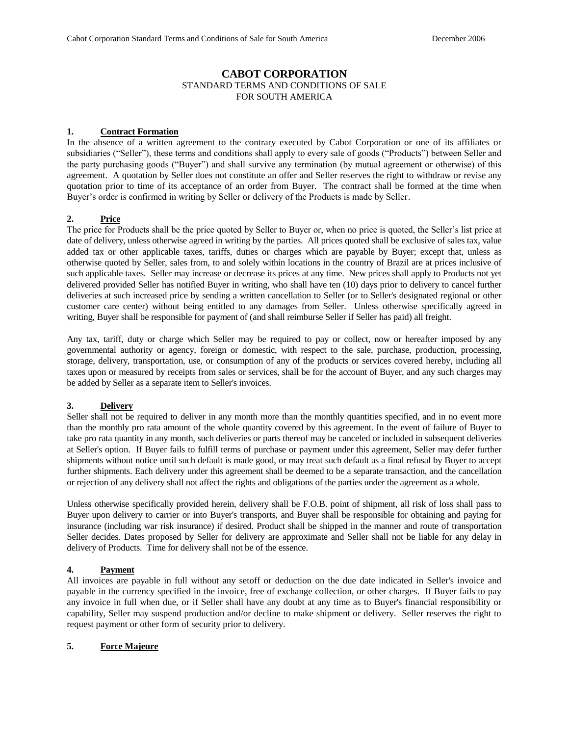# CABOT CORPORATION

STANDARD TERMS AND CONDITIONS OF SALE
FOR SOUTH AMERICA

## 1. Contract Formation

In the absence of a written agreement to the contrary executed by Cabot Corporation or one of its affiliates or subsidiaries ("Seller"), these terms and conditions shall apply to every sale of goods ("Products") between Seller and the party purchasing goods ("Buyer") and shall survive any termination (by mutual agreement or otherwise) of this agreement. A quotation by Seller does not constitute an offer and Seller reserves the right to withdraw or revise any quotation prior to time of its acceptance of an order from Buyer. The contract shall be formed at the time when Buyer's order is confirmed in writing by Seller or delivery of the Products is made by Seller.

## 2. Price

The price for Products shall be the price quoted by Seller to Buyer or, when no price is quoted, the Seller's list price at date of delivery, unless otherwise agreed in writing by the parties. All prices quoted shall be exclusive of sales tax, value added tax or other applicable taxes, tariffs, duties or charges which are payable by Buyer; except that, unless as otherwise quoted by Seller, sales from, to and solely within locations in the country of Brazil are at prices inclusive of such applicable taxes. Seller may increase or decrease its prices at any time. New prices shall apply to Products not yet delivered provided Seller has notified Buyer in writing, who shall have ten (10) days prior to delivery to cancel further deliveries at such increased price by sending a written cancellation to Seller (or to Seller's designated regional or other customer care center) without being entitled to any damages from Seller. Unless otherwise specifically agreed in writing, Buyer shall be responsible for payment of (and shall reimburse Seller if Seller has paid) all freight.

Any tax, tariff, duty or charge which Seller may be required to pay or collect, now or hereafter imposed by any governmental authority or agency, foreign or domestic, with respect to the sale, purchase, production, processing, storage, delivery, transportation, use, or consumption of any of the products or services covered hereby, including all taxes upon or measured by receipts from sales or services, shall be for the account of Buyer, and any such charges may be added by Seller as a separate item to Seller's invoices.

## 3. Delivery

Seller shall not be required to deliver in any month more than the monthly quantities specified, and in no event more than the monthly pro rata amount of the whole quantity covered by this agreement. In the event of failure of Buyer to take pro rata quantity in any month, such deliveries or parts thereof may be canceled or included in subsequent deliveries at Seller's option. If Buyer fails to fulfill terms of purchase or payment under this agreement, Seller may defer further shipments without notice until such default is made good, or may treat such default as a final refusal by Buyer to accept further shipments. Each delivery under this agreement shall be deemed to be a separate transaction, and the cancellation or rejection of any delivery shall not affect the rights and obligations of the parties under the agreement as a whole.

Unless otherwise specifically provided herein, delivery shall be F.O.B. point of shipment, all risk of loss shall pass to Buyer upon delivery to carrier or into Buyer's transports, and Buyer shall be responsible for obtaining and paying for insurance (including war risk insurance) if desired. Product shall be shipped in the manner and route of transportation Seller decides. Dates proposed by Seller for delivery are approximate and Seller shall not be liable for any delay in delivery of Products. Time for delivery shall not be of the essence.

## 4. Payment

All invoices are payable in full without any setoff or deduction on the due date indicated in Seller's invoice and payable in the currency specified in the invoice, free of exchange collection, or other charges. If Buyer fails to pay any invoice in full when due, or if Seller shall have any doubt at any time as to Buyer's financial responsibility or capability, Seller may suspend production and/or decline to make shipment or delivery. Seller reserves the right to request payment or other form of security prior to delivery.

## 5. Force Majeure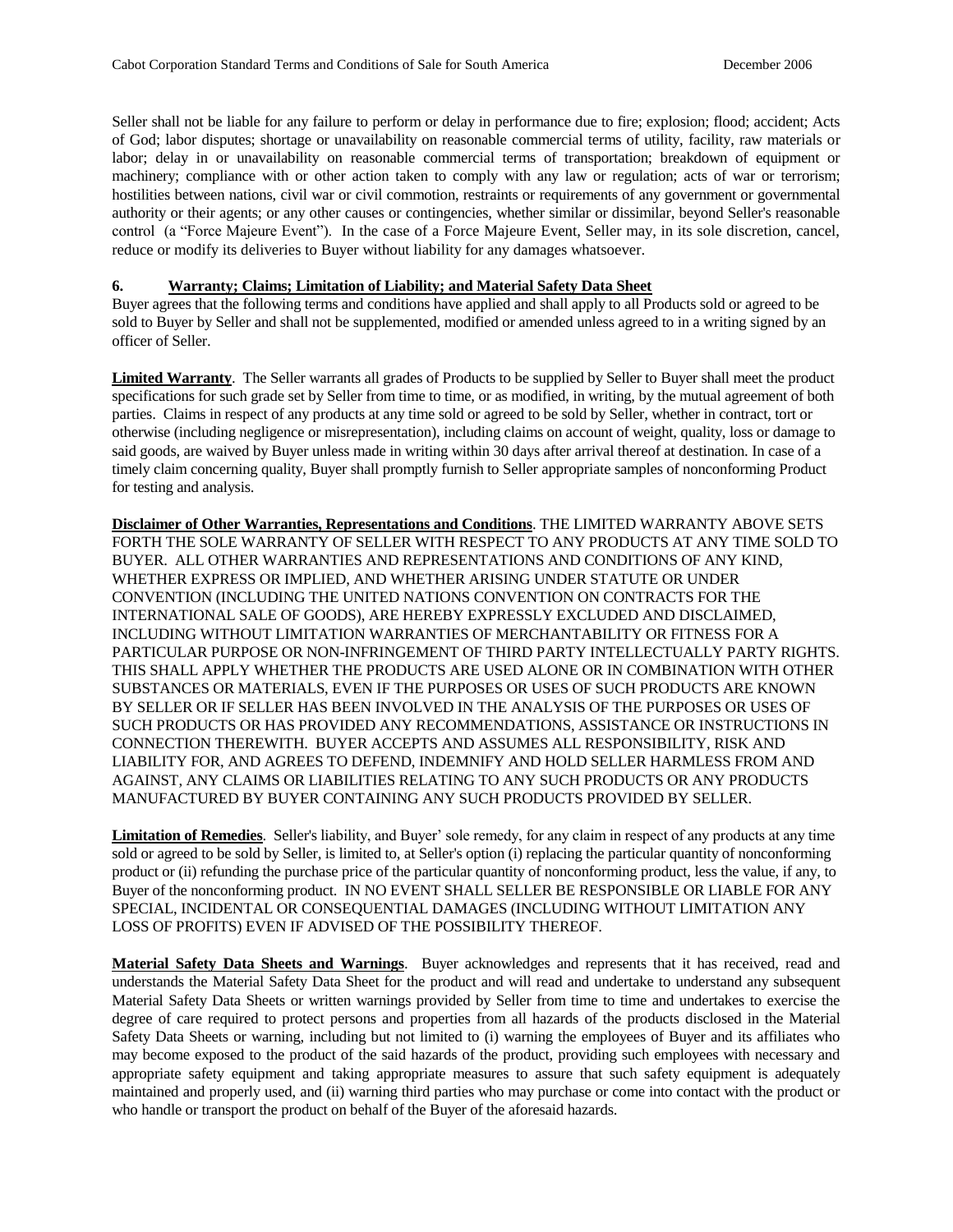Seller shall not be liable for any failure to perform or delay in performance due to fire; explosion; flood; accident; Acts of God; labor disputes; shortage or unavailability on reasonable commercial terms of utility, facility, raw materials or labor; delay in or unavailability on reasonable commercial terms of transportation; breakdown of equipment or machinery; compliance with or other action taken to comply with any law or regulation; acts of war or terrorism; hostilities between nations, civil war or civil commotion, restraints or requirements of any government or governmental authority or their agents; or any other causes or contingencies, whether similar or dissimilar, beyond Seller's reasonable control (a "Force Majeure Event"). In the case of a Force Majeure Event, Seller may, in its sole discretion, cancel, reduce or modify its deliveries to Buyer without liability for any damages whatsoever.

**6. Warranty; Claims; Limitation of Liability; and Material Safety Data Sheet**

Buyer agrees that the following terms and conditions have applied and shall apply to all Products sold or agreed to be sold to Buyer by Seller and shall not be supplemented, modified or amended unless agreed to in a writing signed by an officer of Seller.

**Limited Warranty**. The Seller warrants all grades of Products to be supplied by Seller to Buyer shall meet the product specifications for such grade set by Seller from time to time, or as modified, in writing, by the mutual agreement of both parties. Claims in respect of any products at any time sold or agreed to be sold by Seller, whether in contract, tort or otherwise (including negligence or misrepresentation), including claims on account of weight, quality, loss or damage to said goods, are waived by Buyer unless made in writing within 30 days after arrival thereof at destination. In case of a timely claim concerning quality, Buyer shall promptly furnish to Seller appropriate samples of nonconforming Product for testing and analysis.

**Disclaimer of Other Warranties, Representations and Conditions**. THE LIMITED WARRANTY ABOVE SETS FORTH THE SOLE WARRANTY OF SELLER WITH RESPECT TO ANY PRODUCTS AT ANY TIME SOLD TO BUYER. ALL OTHER WARRANTIES AND REPRESENTATIONS AND CONDITIONS OF ANY KIND, WHETHER EXPRESS OR IMPLIED, AND WHETHER ARISING UNDER STATUTE OR UNDER CONVENTION (INCLUDING THE UNITED NATIONS CONVENTION ON CONTRACTS FOR THE INTERNATIONAL SALE OF GOODS), ARE HEREBY EXPRESSLY EXCLUDED AND DISCLAIMED, INCLUDING WITHOUT LIMITATION WARRANTIES OF MERCHANTABILITY OR FITNESS FOR A PARTICULAR PURPOSE OR NON-INFRINGEMENT OF THIRD PARTY INTELLECTUALLY PARTY RIGHTS. THIS SHALL APPLY WHETHER THE PRODUCTS ARE USED ALONE OR IN COMBINATION WITH OTHER SUBSTANCES OR MATERIALS, EVEN IF THE PURPOSES OR USES OF SUCH PRODUCTS ARE KNOWN BY SELLER OR IF SELLER HAS BEEN INVOLVED IN THE ANALYSIS OF THE PURPOSES OR USES OF SUCH PRODUCTS OR HAS PROVIDED ANY RECOMMENDATIONS, ASSISTANCE OR INSTRUCTIONS IN CONNECTION THEREWITH. BUYER ACCEPTS AND ASSUMES ALL RESPONSIBILITY, RISK AND LIABILITY FOR, AND AGREES TO DEFEND, INDEMNIFY AND HOLD SELLER HARMLESS FROM AND AGAINST, ANY CLAIMS OR LIABILITIES RELATING TO ANY SUCH PRODUCTS OR ANY PRODUCTS MANUFACTURED BY BUYER CONTAINING ANY SUCH PRODUCTS PROVIDED BY SELLER.

**Limitation of Remedies**. Seller's liability, and Buyer' sole remedy, for any claim in respect of any products at any time sold or agreed to be sold by Seller, is limited to, at Seller's option (i) replacing the particular quantity of nonconforming product or (ii) refunding the purchase price of the particular quantity of nonconforming product, less the value, if any, to Buyer of the nonconforming product. IN NO EVENT SHALL SELLER BE RESPONSIBLE OR LIABLE FOR ANY SPECIAL, INCIDENTAL OR CONSEQUENTIAL DAMAGES (INCLUDING WITHOUT LIMITATION ANY LOSS OF PROFITS) EVEN IF ADVISED OF THE POSSIBILITY THEREOF.

**Material Safety Data Sheets and Warnings**. Buyer acknowledges and represents that it has received, read and understands the Material Safety Data Sheet for the product and will read and undertake to understand any subsequent Material Safety Data Sheets or written warnings provided by Seller from time to time and undertakes to exercise the degree of care required to protect persons and properties from all hazards of the products disclosed in the Material Safety Data Sheets or warning, including but not limited to (i) warning the employees of Buyer and its affiliates who may become exposed to the product of the said hazards of the product, providing such employees with necessary and appropriate safety equipment and taking appropriate measures to assure that such safety equipment is adequately maintained and properly used, and (ii) warning third parties who may purchase or come into contact with the product or who handle or transport the product on behalf of the Buyer of the aforesaid hazards.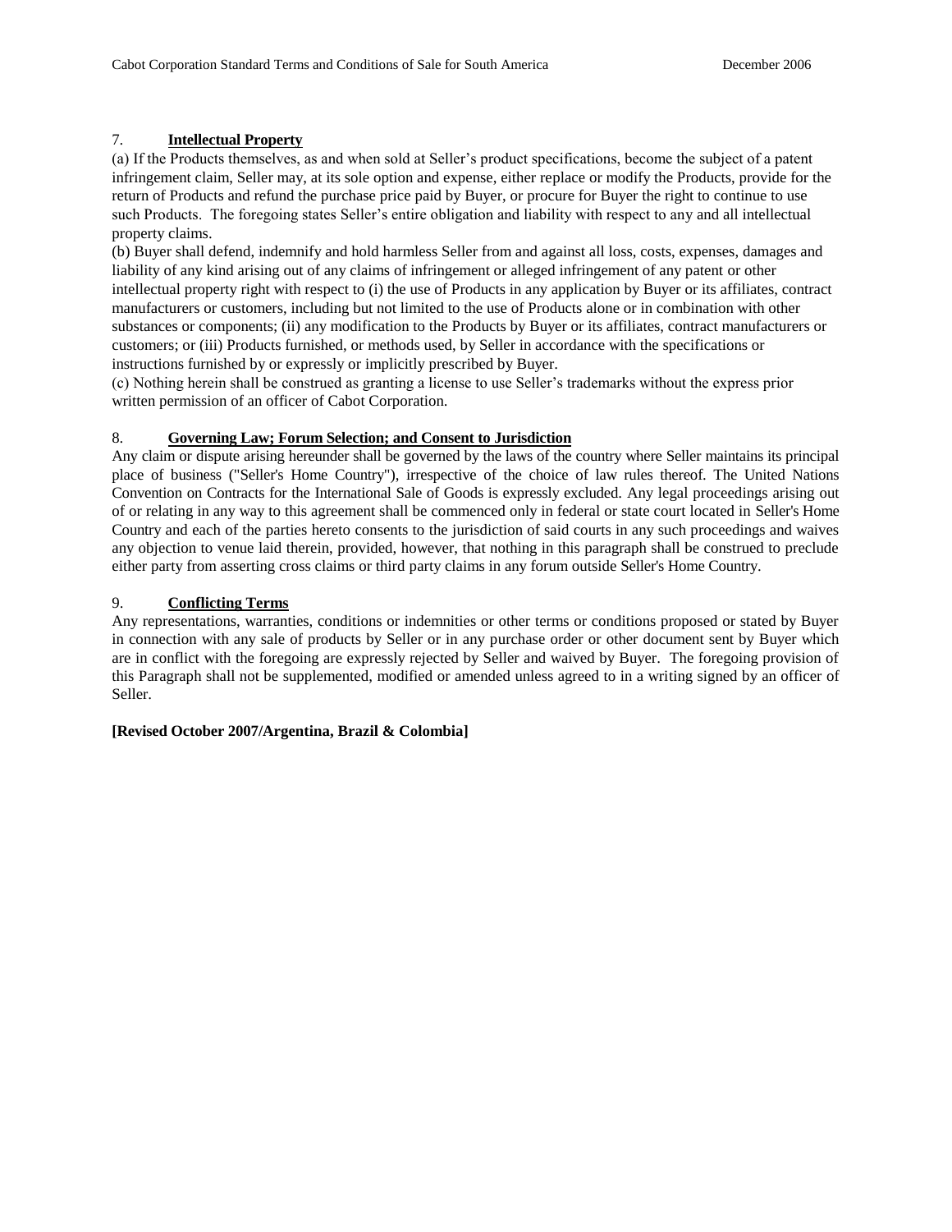## 7. **Intellectual Property**

(a) If the Products themselves, as and when sold at Seller's product specifications, become the subject of a patent infringement claim, Seller may, at its sole option and expense, either replace or modify the Products, provide for the return of Products and refund the purchase price paid by Buyer, or procure for Buyer the right to continue to use such Products. The foregoing states Seller's entire obligation and liability with respect to any and all intellectual property claims.

(b) Buyer shall defend, indemnify and hold harmless Seller from and against all loss, costs, expenses, damages and liability of any kind arising out of any claims of infringement or alleged infringement of any patent or other intellectual property right with respect to (i) the use of Products in any application by Buyer or its affiliates, contract manufacturers or customers, including but not limited to the use of Products alone or in combination with other substances or components; (ii) any modification to the Products by Buyer or its affiliates, contract manufacturers or customers; or (iii) Products furnished, or methods used, by Seller in accordance with the specifications or instructions furnished by or expressly or implicitly prescribed by Buyer.

(c) Nothing herein shall be construed as granting a license to use Seller's trademarks without the express prior written permission of an officer of Cabot Corporation.

## 8. **Governing Law; Forum Selection; and Consent to Jurisdiction**

Any claim or dispute arising hereunder shall be governed by the laws of the country where Seller maintains its principal place of business ("Seller's Home Country"), irrespective of the choice of law rules thereof. The United Nations Convention on Contracts for the International Sale of Goods is expressly excluded. Any legal proceedings arising out of or relating in any way to this agreement shall be commenced only in federal or state court located in Seller's Home Country and each of the parties hereto consents to the jurisdiction of said courts in any such proceedings and waives any objection to venue laid therein, provided, however, that nothing in this paragraph shall be construed to preclude either party from asserting cross claims or third party claims in any forum outside Seller's Home Country.

## 9. **Conflicting Terms**

Any representations, warranties, conditions or indemnities or other terms or conditions proposed or stated by Buyer in connection with any sale of products by Seller or in any purchase order or other document sent by Buyer which are in conflict with the foregoing are expressly rejected by Seller and waived by Buyer. The foregoing provision of this Paragraph shall not be supplemented, modified or amended unless agreed to in a writing signed by an officer of Seller.

**[Revised October 2007/Argentina, Brazil & Colombia]**